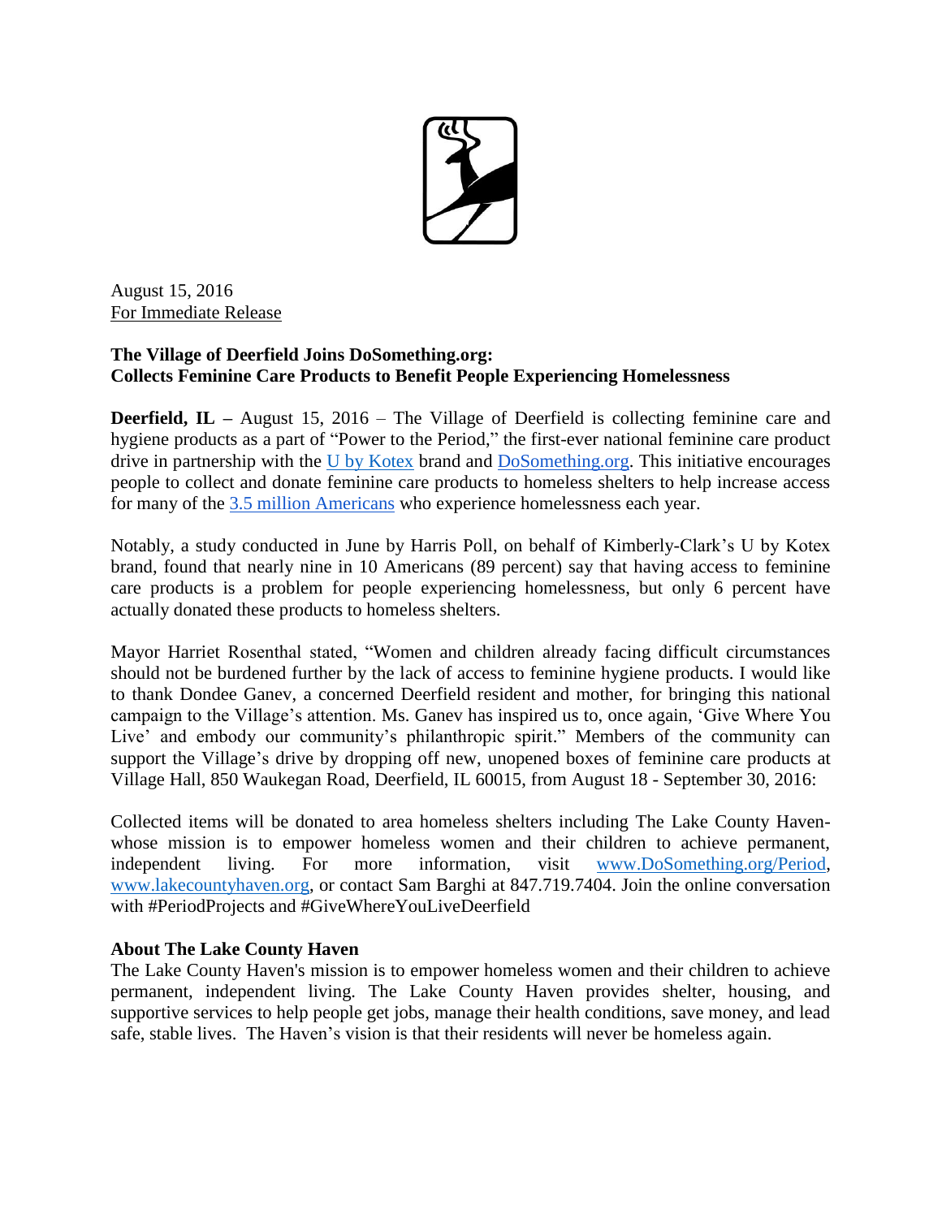August 15, 2016
For Immediate Release

**The Village of Deerfield Joins DoSomething.org:**
**Collects Feminine Care Products to Benefit People Experiencing Homelessness**

**Deerfield, IL –** August 15, 2016 – The Village of Deerfield is collecting feminine care and hygiene products as a part of "Power to the Period," the first-ever national feminine care product drive in partnership with the U by Kotex brand and DoSomething.org. This initiative encourages people to collect and donate feminine care products to homeless shelters to help increase access for many of the 3.5 million Americans who experience homelessness each year.

Notably, a study conducted in June by Harris Poll, on behalf of Kimberly-Clark's U by Kotex brand, found that nearly nine in 10 Americans (89 percent) say that having access to feminine care products is a problem for people experiencing homelessness, but only 6 percent have actually donated these products to homeless shelters.

Mayor Harriet Rosenthal stated, "Women and children already facing difficult circumstances should not be burdened further by the lack of access to feminine hygiene products. I would like to thank Dondee Ganev, a concerned Deerfield resident and mother, for bringing this national campaign to the Village's attention. Ms. Ganev has inspired us to, once again, 'Give Where You Live' and embody our community's philanthropic spirit." Members of the community can support the Village's drive by dropping off new, unopened boxes of feminine care products at Village Hall, 850 Waukegan Road, Deerfield, IL 60015, from August 18 - September 30, 2016:

Collected items will be donated to area homeless shelters including The Lake County Haven- whose mission is to empower homeless women and their children to achieve permanent, independent living. For more information, visit www.DoSomething.org/Period, www.lakecountyhaven.org, or contact Sam Barghi at 847.719.7404. Join the online conversation with #PeriodProjects and #GiveWhereYouLiveDeerfield

**About The Lake County Haven**
The Lake County Haven's mission is to empower homeless women and their children to achieve permanent, independent living. The Lake County Haven provides shelter, housing, and supportive services to help people get jobs, manage their health conditions, save money, and lead safe, stable lives. The Haven's vision is that their residents will never be homeless again.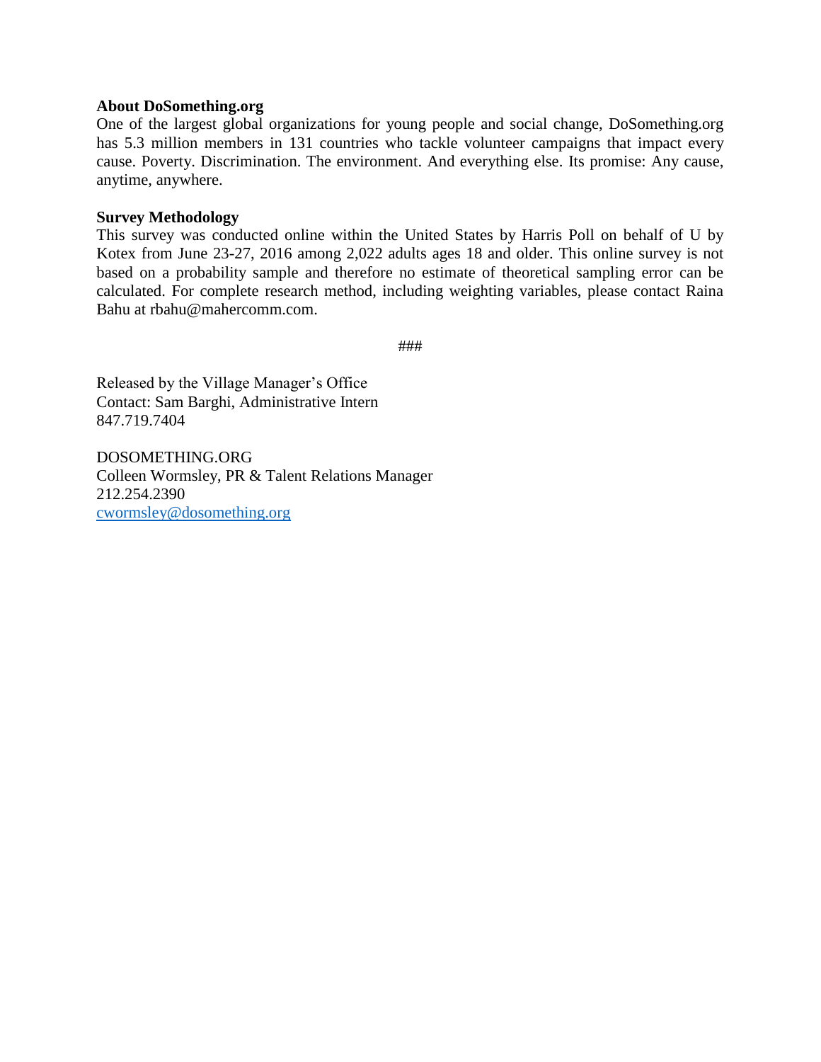**About DoSomething.org**
One of the largest global organizations for young people and social change, DoSomething.org has 5.3 million members in 131 countries who tackle volunteer campaigns that impact every cause. Poverty. Discrimination. The environment. And everything else. Its promise: Any cause, anytime, anywhere.

**Survey Methodology**
This survey was conducted online within the United States by Harris Poll on behalf of U by Kotex from June 23-27, 2016 among 2,022 adults ages 18 and older. This online survey is not based on a probability sample and therefore no estimate of theoretical sampling error can be calculated. For complete research method, including weighting variables, please contact Raina Bahu at rbahu@mahercomm.com.

###

Released by the Village Manager's Office
Contact: Sam Barghi, Administrative Intern
847.719.7404

DOSOMETHING.ORG
Colleen Wormsley, PR & Talent Relations Manager
212.254.2390
cwormsley@dosomething.org